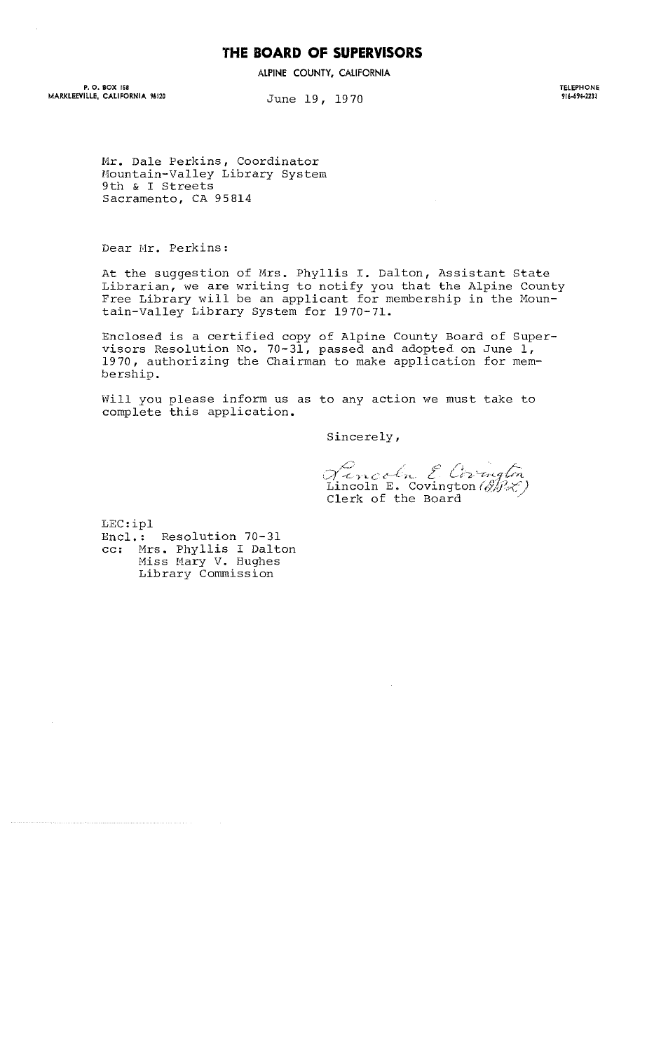# THE BOARD OF SUPERVISORS

ALPINE COUNTY, CALIFORNIA

P. O. BOX 158
MARKLEEVILLE, CALIFORNIA 96120

TELEPHONE
916-694-2231

June 19, 1970

Mr. Dale Perkins, Coordinator
Mountain-Valley Library System
9th & I Streets
Sacramento, CA 95814

Dear Mr. Perkins:

At the suggestion of Mrs. Phyllis I. Dalton, Assistant State Librarian, we are writing to notify you that the Alpine County Free Library will be an applicant for membership in the Mountain-Valley Library System for 1970-71.

Enclosed is a certified copy of Alpine County Board of Supervisors Resolution No. 70-31, passed and adopted on June 1, 1970, authorizing the Chairman to make application for membership.

Will you please inform us as to any action we must take to complete this application.

Sincerely,

Lincoln E. Covington

Lincoln E. Covington (BPX)
Clerk of the Board

LEC:ipl
Encl.: Resolution 70-31
cc: Mrs. Phyllis I Dalton
Miss Mary V. Hughes
Library Commission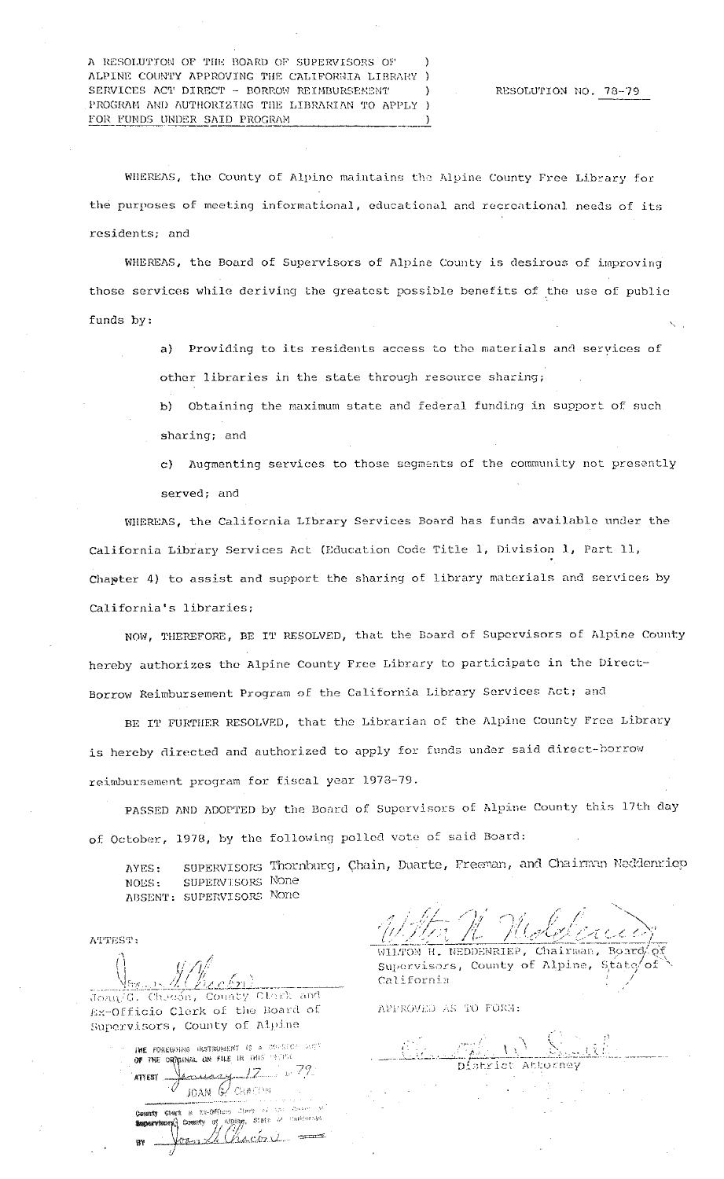A RESOLUTION OF THE BOARD OF SUPERVISORS OF ALPINE COUNTY APPROVING THE CALIFORNIA LIBRARY SERVICES ACT DIRECT - BORROW REIMBURSEMENT PROGRAM AND AUTHORIZING THE LIBRARIAN TO APPLY FOR FUNDS UNDER SAID PROGRAM

RESOLUTION NO. 78-79

WHEREAS, the County of Alpine maintains the Alpine County Free Library for the purposes of meeting informational, educational and recreational needs of its residents; and

WHEREAS, the Board of Supervisors of Alpine County is desirous of improving those services while deriving the greatest possible benefits of the use of public funds by:

a) Providing to its residents access to the materials and services of other libraries in the state through resource sharing;

b) Obtaining the maximum state and federal funding in support of such sharing; and

c) Augmenting services to those segments of the community not presently served; and

WHEREAS, the California Library Services Board has funds available under the California Library Services Act (Education Code Title 1, Division 1, Part 11, Chapter 4) to assist and support the sharing of library materials and services by California's libraries;

NOW, THEREFORE, BE IT RESOLVED, that the Board of Supervisors of Alpine County hereby authorizes the Alpine County Free Library to participate in the Direct-Borrow Reimbursement Program of the California Library Services Act; and

BE IT FURTHER RESOLVED, that the Librarian of the Alpine County Free Library is hereby directed and authorized to apply for funds under said direct-borrow reimbursement program for fiscal year 1978-79.

PASSED AND ADOPTED by the Board of Supervisors of Alpine County this 17th day of October, 1978, by the following polled vote of said Board:

AYES: SUPERVISORS Thornburg, Chain, Duarte, Freeman, and Chairman Neddenriep
NOES: SUPERVISORS None
ABSENT: SUPERVISORS None

ATTEST:

Joan G. Chacón, County Clerk and Ex-Officio Clerk of the Board of Supervisors, County of Alpine

WILTON H. NEDDENRIEP, Chairman, Board of Supervisors, County of Alpine, State of California

APPROVED AS TO FORM:

District Attorney

THE FOREGOING INSTRUMENT IS A CORRECT COPY OF THE ORIGINAL ON FILE IN THIS OFFICE
ATTEST January 17 19 79
JOAN G. CHACÓN
County Clerk & Ex-Officio Clerk of the Board of Supervisors, County of Alpine, State of California
BY